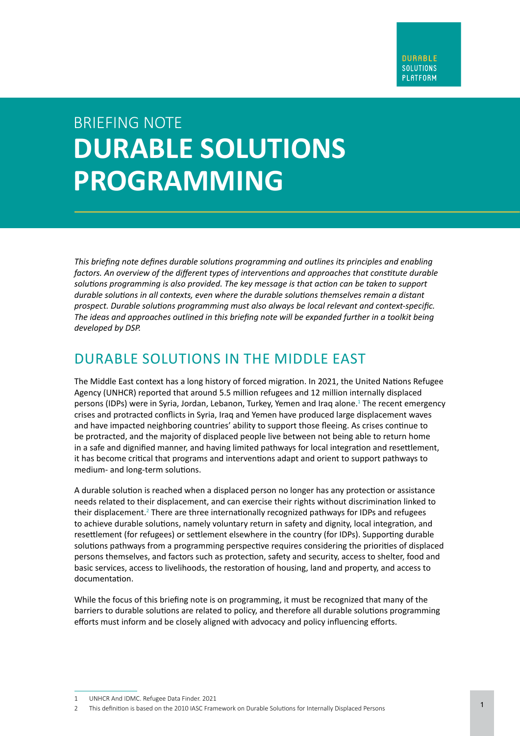DURABLE SOLUTIONS PLATFORM

BRIEFING NOTE

# DURABLE SOLUTIONS PROGRAMMING

*This briefing note defines durable solutions programming and outlines its principles and enabling factors. An overview of the different types of interventions and approaches that constitute durable solutions programming is also provided. The key message is that action can be taken to support durable solutions in all contexts, even where the durable solutions themselves remain a distant prospect. Durable solutions programming must also always be local relevant and context-specific. The ideas and approaches outlined in this briefing note will be expanded further in a toolkit being developed by DSP.*

## DURABLE SOLUTIONS IN THE MIDDLE EAST

The Middle East context has a long history of forced migration. In 2021, the United Nations Refugee Agency (UNHCR) reported that around 5.5 million refugees and 12 million internally displaced persons (IDPs) were in Syria, Jordan, Lebanon, Turkey, Yemen and Iraq alone.[1] The recent emergency crises and protracted conflicts in Syria, Iraq and Yemen have produced large displacement waves and have impacted neighboring countries' ability to support those fleeing. As crises continue to be protracted, and the majority of displaced people live between not being able to return home in a safe and dignified manner, and having limited pathways for local integration and resettlement, it has become critical that programs and interventions adapt and orient to support pathways to medium- and long-term solutions.

A durable solution is reached when a displaced person no longer has any protection or assistance needs related to their displacement, and can exercise their rights without discrimination linked to their displacement.[2] There are three internationally recognized pathways for IDPs and refugees to achieve durable solutions, namely voluntary return in safety and dignity, local integration, and resettlement (for refugees) or settlement elsewhere in the country (for IDPs). Supporting durable solutions pathways from a programming perspective requires considering the priorities of displaced persons themselves, and factors such as protection, safety and security, access to shelter, food and basic services, access to livelihoods, the restoration of housing, land and property, and access to documentation.

While the focus of this briefing note is on programming, it must be recognized that many of the barriers to durable solutions are related to policy, and therefore all durable solutions programming efforts must inform and be closely aligned with advocacy and policy influencing efforts.

1 UNHCR And IDMC. Refugee Data Finder. 2021

2 This definition is based on the 2010 IASC Framework on Durable Solutions for Internally Displaced Persons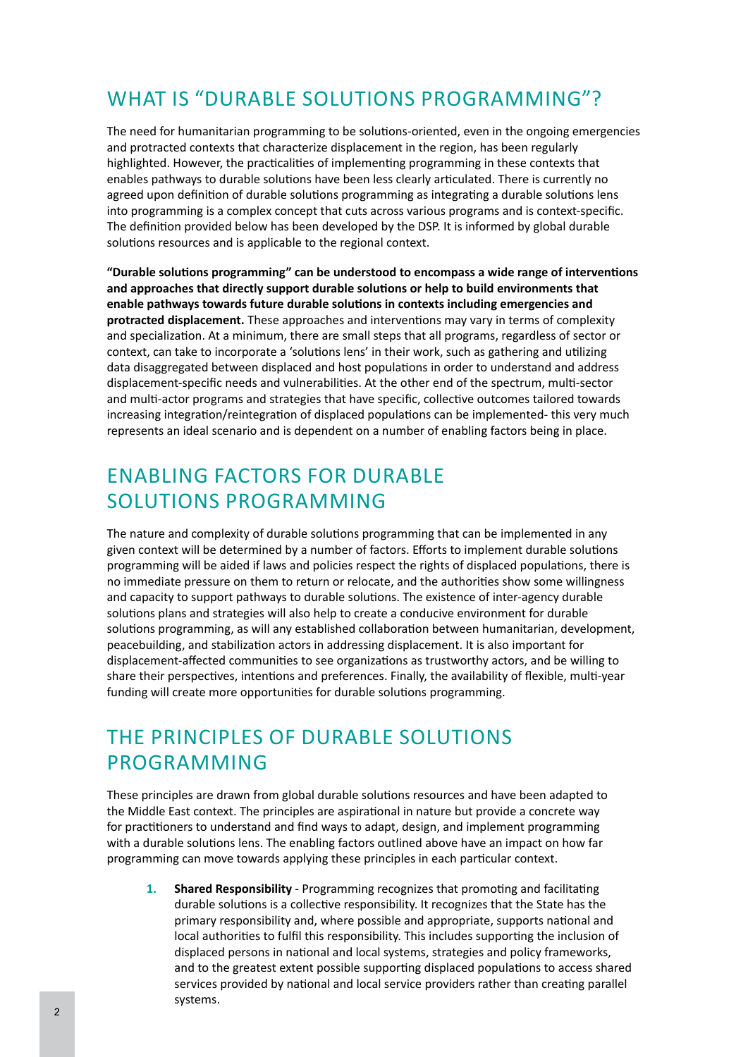## WHAT IS "DURABLE SOLUTIONS PROGRAMMING"?

The need for humanitarian programming to be solutions-oriented, even in the ongoing emergencies and protracted contexts that characterize displacement in the region, has been regularly highlighted. However, the practicalities of implementing programming in these contexts that enables pathways to durable solutions have been less clearly articulated. There is currently no agreed upon definition of durable solutions programming as integrating a durable solutions lens into programming is a complex concept that cuts across various programs and is context-specific. The definition provided below has been developed by the DSP. It is informed by global durable solutions resources and is applicable to the regional context.

**"Durable solutions programming" can be understood to encompass a wide range of interventions and approaches that directly support durable solutions or help to build environments that enable pathways towards future durable solutions in contexts including emergencies and protracted displacement.** These approaches and interventions may vary in terms of complexity and specialization. At a minimum, there are small steps that all programs, regardless of sector or context, can take to incorporate a 'solutions lens' in their work, such as gathering and utilizing data disaggregated between displaced and host populations in order to understand and address displacement-specific needs and vulnerabilities. At the other end of the spectrum, multi-sector and multi-actor programs and strategies that have specific, collective outcomes tailored towards increasing integration/reintegration of displaced populations can be implemented- this very much represents an ideal scenario and is dependent on a number of enabling factors being in place.

## ENABLING FACTORS FOR DURABLE SOLUTIONS PROGRAMMING

The nature and complexity of durable solutions programming that can be implemented in any given context will be determined by a number of factors. Efforts to implement durable solutions programming will be aided if laws and policies respect the rights of displaced populations, there is no immediate pressure on them to return or relocate, and the authorities show some willingness and capacity to support pathways to durable solutions. The existence of inter-agency durable solutions plans and strategies will also help to create a conducive environment for durable solutions programming, as will any established collaboration between humanitarian, development, peacebuilding, and stabilization actors in addressing displacement. It is also important for displacement-affected communities to see organizations as trustworthy actors, and be willing to share their perspectives, intentions and preferences. Finally, the availability of flexible, multi-year funding will create more opportunities for durable solutions programming.

## THE PRINCIPLES OF DURABLE SOLUTIONS PROGRAMMING

These principles are drawn from global durable solutions resources and have been adapted to the Middle East context. The principles are aspirational in nature but provide a concrete way for practitioners to understand and find ways to adapt, design, and implement programming with a durable solutions lens. The enabling factors outlined above have an impact on how far programming can move towards applying these principles in each particular context.

1. **Shared Responsibility** - Programming recognizes that promoting and facilitating durable solutions is a collective responsibility. It recognizes that the State has the primary responsibility and, where possible and appropriate, supports national and local authorities to fulfil this responsibility. This includes supporting the inclusion of displaced persons in national and local systems, strategies and policy frameworks, and to the greatest extent possible supporting displaced populations to access shared services provided by national and local service providers rather than creating parallel systems.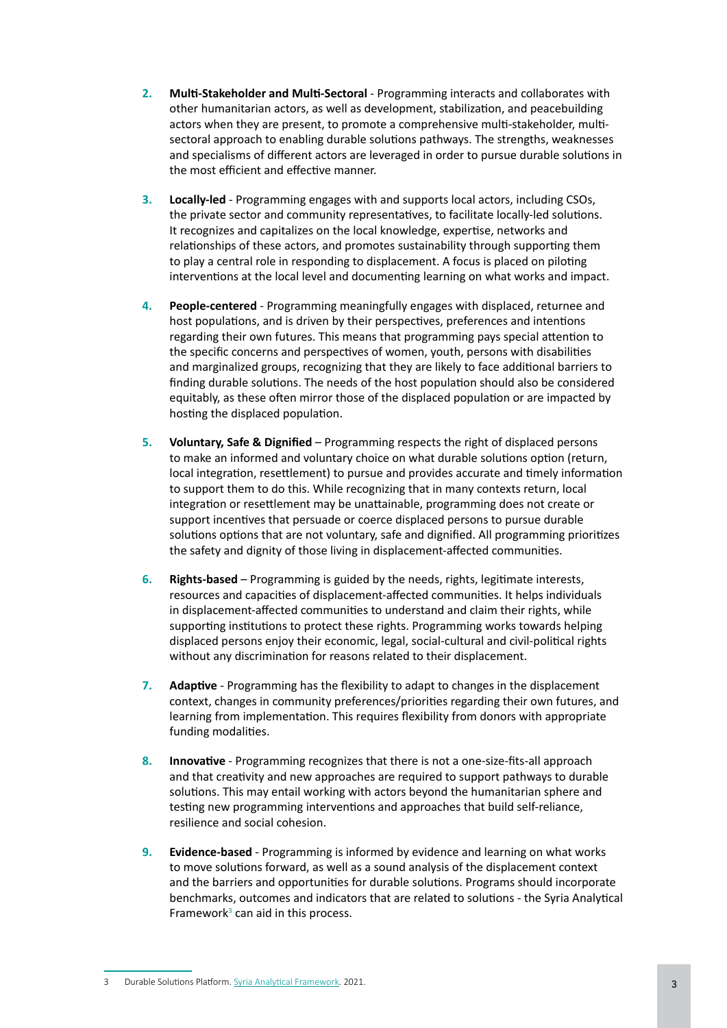2. **Multi-Stakeholder and Multi-Sectoral** - Programming interacts and collaborates with other humanitarian actors, as well as development, stabilization, and peacebuilding actors when they are present, to promote a comprehensive multi-stakeholder, multi-sectoral approach to enabling durable solutions pathways. The strengths, weaknesses and specialisms of different actors are leveraged in order to pursue durable solutions in the most efficient and effective manner.

3. **Locally-led** - Programming engages with and supports local actors, including CSOs, the private sector and community representatives, to facilitate locally-led solutions. It recognizes and capitalizes on the local knowledge, expertise, networks and relationships of these actors, and promotes sustainability through supporting them to play a central role in responding to displacement. A focus is placed on piloting interventions at the local level and documenting learning on what works and impact.

4. **People-centered** - Programming meaningfully engages with displaced, returnee and host populations, and is driven by their perspectives, preferences and intentions regarding their own futures. This means that programming pays special attention to the specific concerns and perspectives of women, youth, persons with disabilities and marginalized groups, recognizing that they are likely to face additional barriers to finding durable solutions. The needs of the host population should also be considered equitably, as these often mirror those of the displaced population or are impacted by hosting the displaced population.

5. **Voluntary, Safe & Dignified** – Programming respects the right of displaced persons to make an informed and voluntary choice on what durable solutions option (return, local integration, resettlement) to pursue and provides accurate and timely information to support them to do this. While recognizing that in many contexts return, local integration or resettlement may be unattainable, programming does not create or support incentives that persuade or coerce displaced persons to pursue durable solutions options that are not voluntary, safe and dignified. All programming prioritizes the safety and dignity of those living in displacement-affected communities.

6. **Rights-based** – Programming is guided by the needs, rights, legitimate interests, resources and capacities of displacement-affected communities. It helps individuals in displacement-affected communities to understand and claim their rights, while supporting institutions to protect these rights. Programming works towards helping displaced persons enjoy their economic, legal, social-cultural and civil-political rights without any discrimination for reasons related to their displacement.

7. **Adaptive** - Programming has the flexibility to adapt to changes in the displacement context, changes in community preferences/priorities regarding their own futures, and learning from implementation. This requires flexibility from donors with appropriate funding modalities.

8. **Innovative** - Programming recognizes that there is not a one-size-fits-all approach and that creativity and new approaches are required to support pathways to durable solutions. This may entail working with actors beyond the humanitarian sphere and testing new programming interventions and approaches that build self-reliance, resilience and social cohesion.

9. **Evidence-based** - Programming is informed by evidence and learning on what works to move solutions forward, as well as a sound analysis of the displacement context and the barriers and opportunities for durable solutions. Programs should incorporate benchmarks, outcomes and indicators that are related to solutions - the Syria Analytical Framework[3] can aid in this process.

---

3 Durable Solutions Platform. Syria Analytical Framework. 2021.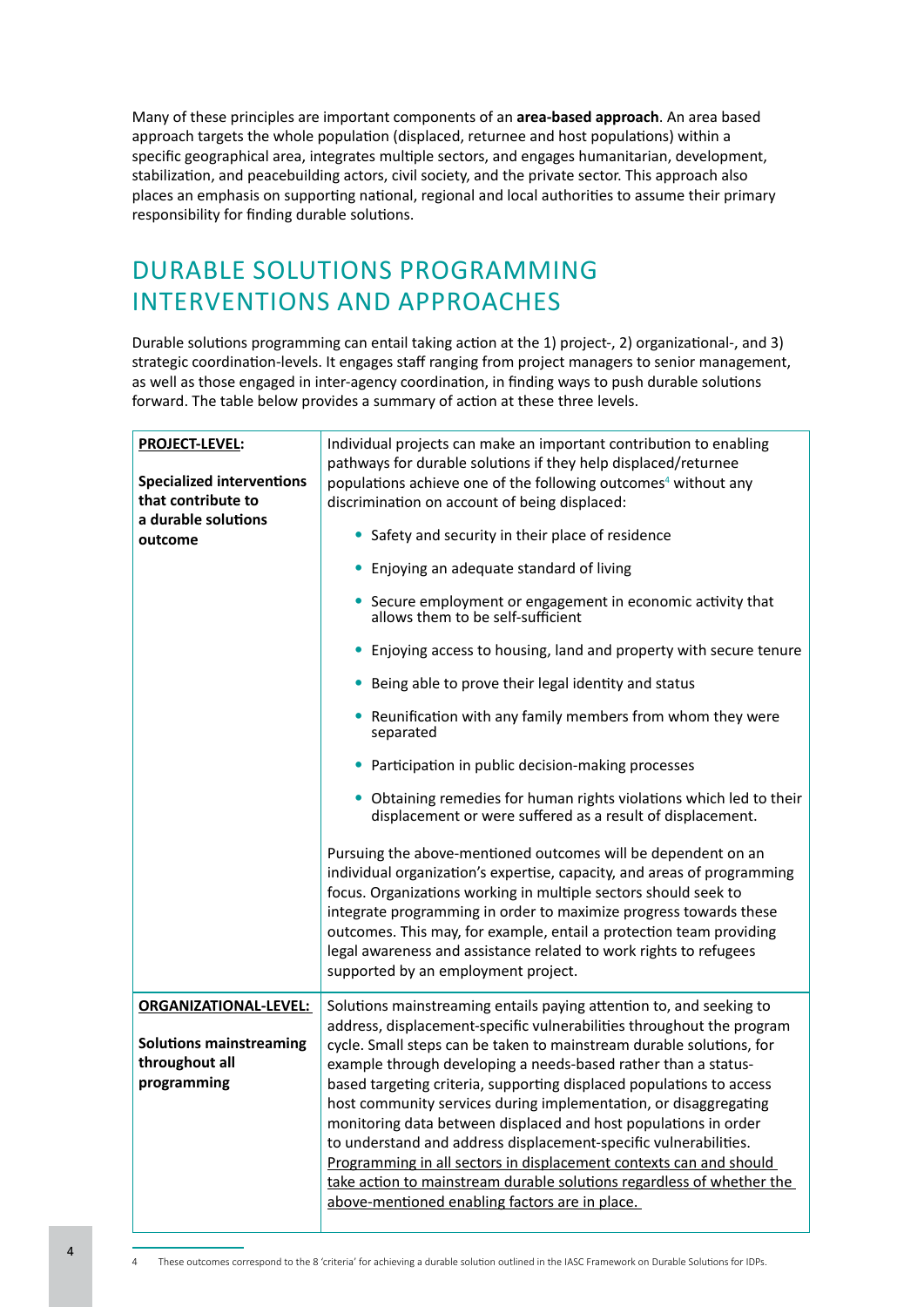Many of these principles are important components of an **area-based approach**. An area based approach targets the whole population (displaced, returnee and host populations) within a specific geographical area, integrates multiple sectors, and engages humanitarian, development, stabilization, and peacebuilding actors, civil society, and the private sector. This approach also places an emphasis on supporting national, regional and local authorities to assume their primary responsibility for finding durable solutions.

## DURABLE SOLUTIONS PROGRAMMING INTERVENTIONS AND APPROACHES

Durable solutions programming can entail taking action at the 1) project-, 2) organizational-, and 3) strategic coordination-levels. It engages staff ranging from project managers to senior management, as well as those engaged in inter-agency coordination, in finding ways to push durable solutions forward. The table below provides a summary of action at these three levels.

| | |
|---|---|
| **PROJECT-LEVEL:**<br><br>**Specialized interventions that contribute to a durable solutions outcome** | Individual projects can make an important contribution to enabling pathways for durable solutions if they help displaced/returnee populations achieve one of the following outcomes[4] without any discrimination on account of being displaced:<br><br>• Safety and security in their place of residence<br>• Enjoying an adequate standard of living<br>• Secure employment or engagement in economic activity that allows them to be self-sufficient<br>• Enjoying access to housing, land and property with secure tenure<br>• Being able to prove their legal identity and status<br>• Reunification with any family members from whom they were separated<br>• Participation in public decision-making processes<br>• Obtaining remedies for human rights violations which led to their displacement or were suffered as a result of displacement.<br><br>Pursuing the above-mentioned outcomes will be dependent on an individual organization's expertise, capacity, and areas of programming focus. Organizations working in multiple sectors should seek to integrate programming in order to maximize progress towards these outcomes. This may, for example, entail a protection team providing legal awareness and assistance related to work rights to refugees supported by an employment project. |
| **ORGANIZATIONAL-LEVEL:**<br><br>**Solutions mainstreaming throughout all programming** | Solutions mainstreaming entails paying attention to, and seeking to address, displacement-specific vulnerabilities throughout the program cycle. Small steps can be taken to mainstream durable solutions, for example through developing a needs-based rather than a status-based targeting criteria, supporting displaced populations to access host community services during implementation, or disaggregating monitoring data between displaced and host populations in order to understand and address displacement-specific vulnerabilities. Programming in all sectors in displacement contexts can and should take action to mainstream durable solutions regardless of whether the above-mentioned enabling factors are in place. |

4 These outcomes correspond to the 8 'criteria' for achieving a durable solution outlined in the IASC Framework on Durable Solutions for IDPs.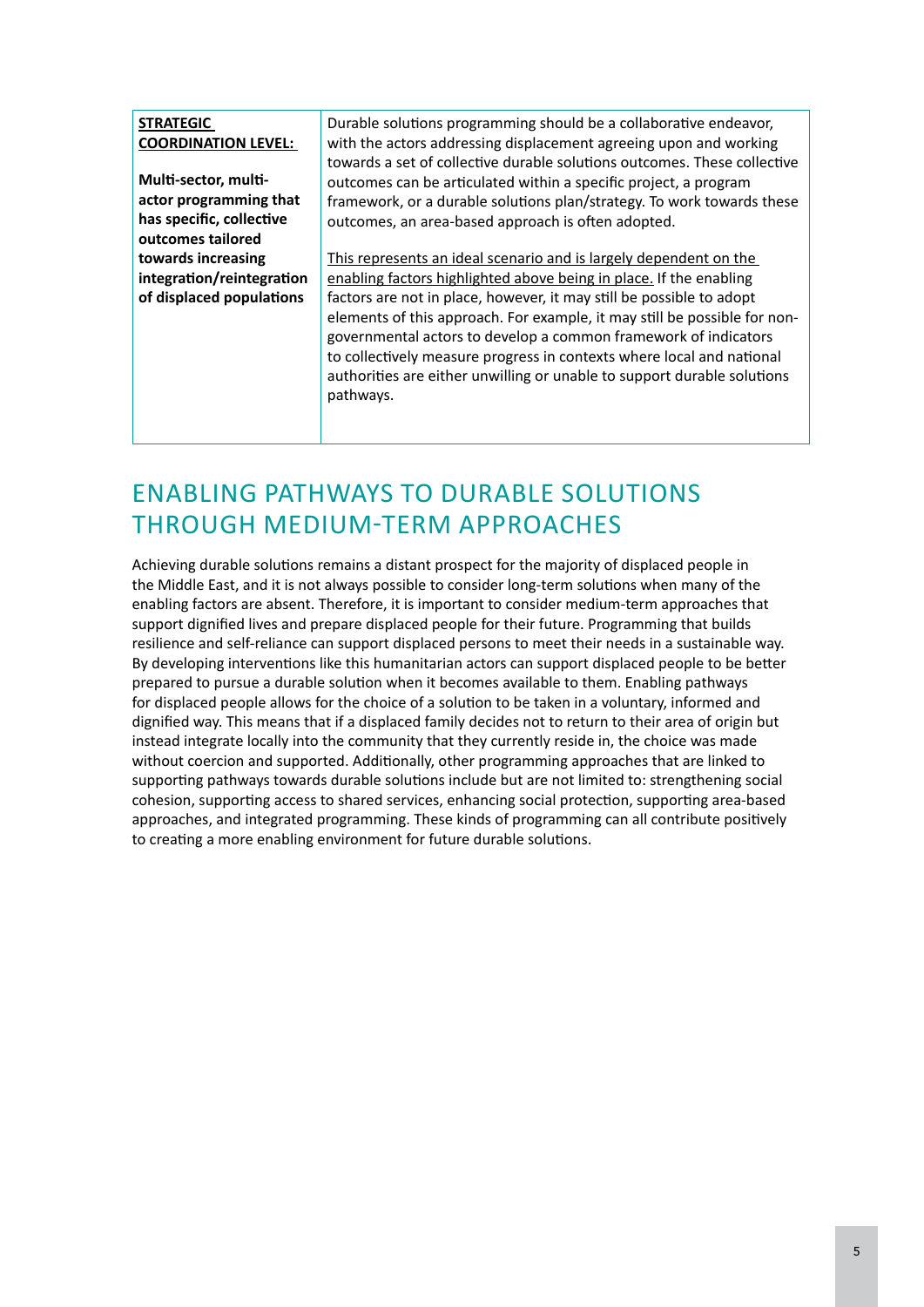| | |
|---|---|
| **<u>STRATEGIC COORDINATION LEVEL:</u>**<br><br>**Multi-sector, multi-actor programming that has specific, collective outcomes tailored towards increasing integration/reintegration of displaced populations** | Durable solutions programming should be a collaborative endeavor, with the actors addressing displacement agreeing upon and working towards a set of collective durable solutions outcomes. These collective outcomes can be articulated within a specific project, a program framework, or a durable solutions plan/strategy. To work towards these outcomes, an area-based approach is often adopted.<br><br><u>This represents an ideal scenario and is largely dependent on the enabling factors highlighted above being in place.</u> If the enabling factors are not in place, however, it may still be possible to adopt elements of this approach. For example, it may still be possible for non-governmental actors to develop a common framework of indicators to collectively measure progress in contexts where local and national authorities are either unwilling or unable to support durable solutions pathways. |

## ENABLING PATHWAYS TO DURABLE SOLUTIONS THROUGH MEDIUM-TERM APPROACHES

Achieving durable solutions remains a distant prospect for the majority of displaced people in the Middle East, and it is not always possible to consider long-term solutions when many of the enabling factors are absent. Therefore, it is important to consider medium-term approaches that support dignified lives and prepare displaced people for their future. Programming that builds resilience and self-reliance can support displaced persons to meet their needs in a sustainable way. By developing interventions like this humanitarian actors can support displaced people to be better prepared to pursue a durable solution when it becomes available to them. Enabling pathways for displaced people allows for the choice of a solution to be taken in a voluntary, informed and dignified way. This means that if a displaced family decides not to return to their area of origin but instead integrate locally into the community that they currently reside in, the choice was made without coercion and supported. Additionally, other programming approaches that are linked to supporting pathways towards durable solutions include but are not limited to: strengthening social cohesion, supporting access to shared services, enhancing social protection, supporting area-based approaches, and integrated programming. These kinds of programming can all contribute positively to creating a more enabling environment for future durable solutions.